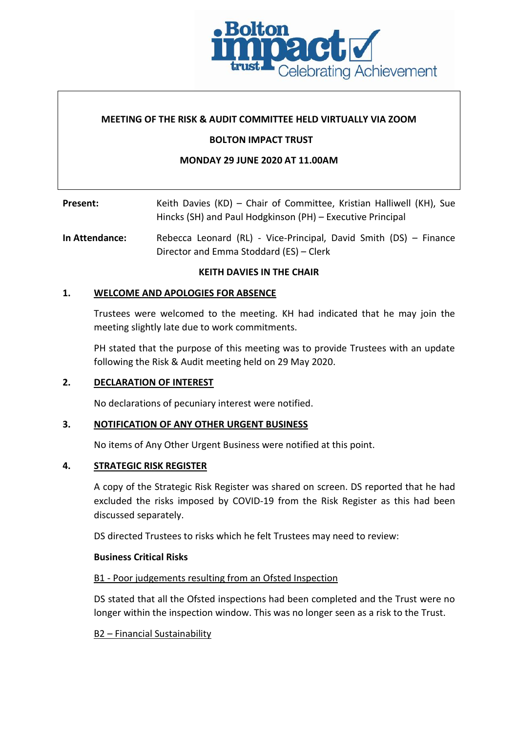**MEETING OF THE RISK & AUDIT COMMITTEE HELD VIRTUALLY VIA ZOOM**

**BOLTON IMPACT TRUST**

**MONDAY 29 JUNE 2020 AT 11.00AM**

**Present:** Keith Davies (KD) – Chair of Committee, Kristian Halliwell (KH), Sue Hincks (SH) and Paul Hodgkinson (PH) – Executive Principal

**In Attendance:** Rebecca Leonard (RL) - Vice-Principal, David Smith (DS) – Finance Director and Emma Stoddard (ES) – Clerk

**KEITH DAVIES IN THE CHAIR**

**1. WELCOME AND APOLOGIES FOR ABSENCE**

Trustees were welcomed to the meeting. KH had indicated that he may join the meeting slightly late due to work commitments.

PH stated that the purpose of this meeting was to provide Trustees with an update following the Risk & Audit meeting held on 29 May 2020.

**2. DECLARATION OF INTEREST**

No declarations of pecuniary interest were notified.

**3. NOTIFICATION OF ANY OTHER URGENT BUSINESS**

No items of Any Other Urgent Business were notified at this point.

**4. STRATEGIC RISK REGISTER**

A copy of the Strategic Risk Register was shared on screen. DS reported that he had excluded the risks imposed by COVID-19 from the Risk Register as this had been discussed separately.

DS directed Trustees to risks which he felt Trustees may need to review:

**Business Critical Risks**

B1 - Poor judgements resulting from an Ofsted Inspection

DS stated that all the Ofsted inspections had been completed and the Trust were no longer within the inspection window. This was no longer seen as a risk to the Trust.

B2 – Financial Sustainability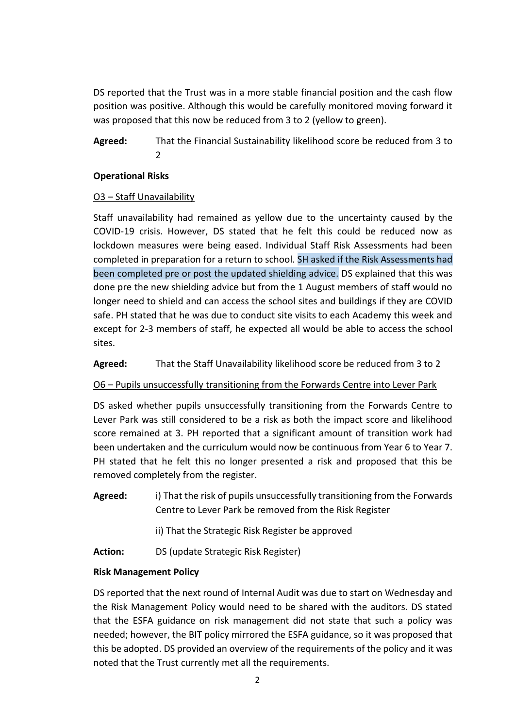DS reported that the Trust was in a more stable financial position and the cash flow position was positive. Although this would be carefully monitored moving forward it was proposed that this now be reduced from 3 to 2 (yellow to green).

**Agreed:** That the Financial Sustainability likelihood score be reduced from 3 to 2

**Operational Risks**

O3 – Staff Unavailability

Staff unavailability had remained as yellow due to the uncertainty caused by the COVID-19 crisis. However, DS stated that he felt this could be reduced now as lockdown measures were being eased. Individual Staff Risk Assessments had been completed in preparation for a return to school. SH asked if the Risk Assessments had been completed pre or post the updated shielding advice. DS explained that this was done pre the new shielding advice but from the 1 August members of staff would no longer need to shield and can access the school sites and buildings if they are COVID safe. PH stated that he was due to conduct site visits to each Academy this week and except for 2-3 members of staff, he expected all would be able to access the school sites.

**Agreed:** That the Staff Unavailability likelihood score be reduced from 3 to 2

O6 – Pupils unsuccessfully transitioning from the Forwards Centre into Lever Park

DS asked whether pupils unsuccessfully transitioning from the Forwards Centre to Lever Park was still considered to be a risk as both the impact score and likelihood score remained at 3. PH reported that a significant amount of transition work had been undertaken and the curriculum would now be continuous from Year 6 to Year 7. PH stated that he felt this no longer presented a risk and proposed that this be removed completely from the register.

**Agreed:** i) That the risk of pupils unsuccessfully transitioning from the Forwards Centre to Lever Park be removed from the Risk Register

ii) That the Strategic Risk Register be approved

**Action:** DS (update Strategic Risk Register)

**Risk Management Policy**

DS reported that the next round of Internal Audit was due to start on Wednesday and the Risk Management Policy would need to be shared with the auditors. DS stated that the ESFA guidance on risk management did not state that such a policy was needed; however, the BIT policy mirrored the ESFA guidance, so it was proposed that this be adopted. DS provided an overview of the requirements of the policy and it was noted that the Trust currently met all the requirements.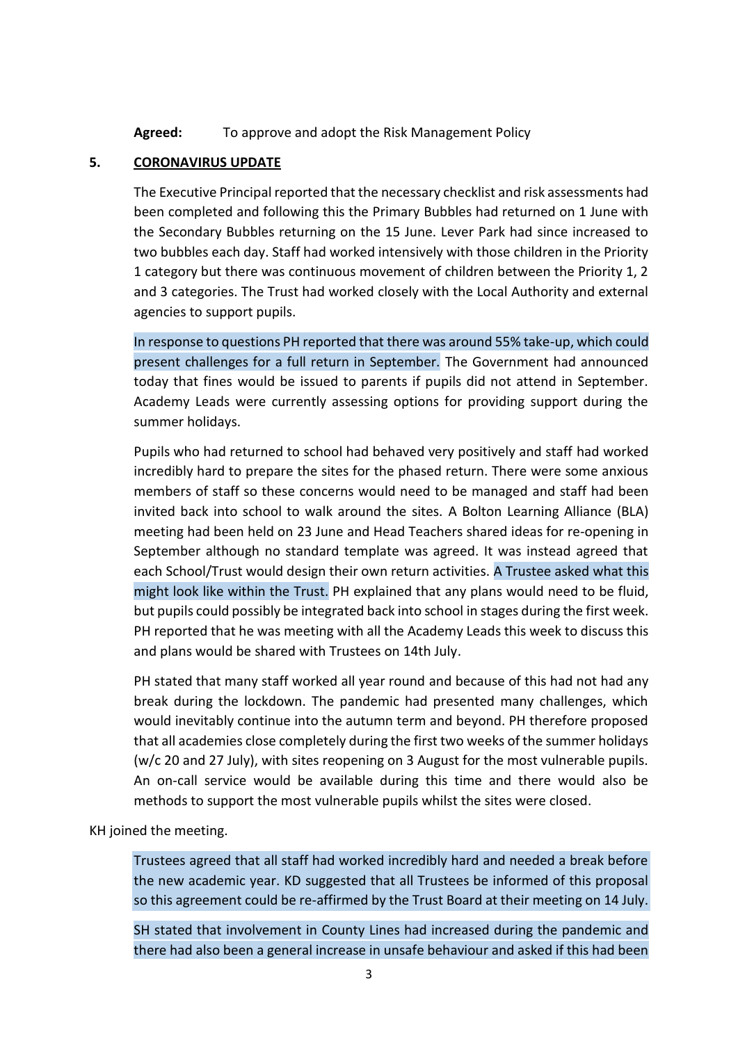**Agreed:** To approve and adopt the Risk Management Policy

## 5. CORONAVIRUS UPDATE

The Executive Principal reported that the necessary checklist and risk assessments had been completed and following this the Primary Bubbles had returned on 1 June with the Secondary Bubbles returning on the 15 June. Lever Park had since increased to two bubbles each day. Staff had worked intensively with those children in the Priority 1 category but there was continuous movement of children between the Priority 1, 2 and 3 categories. The Trust had worked closely with the Local Authority and external agencies to support pupils.

In response to questions PH reported that there was around 55% take-up, which could present challenges for a full return in September. The Government had announced today that fines would be issued to parents if pupils did not attend in September. Academy Leads were currently assessing options for providing support during the summer holidays.

Pupils who had returned to school had behaved very positively and staff had worked incredibly hard to prepare the sites for the phased return. There were some anxious members of staff so these concerns would need to be managed and staff had been invited back into school to walk around the sites. A Bolton Learning Alliance (BLA) meeting had been held on 23 June and Head Teachers shared ideas for re-opening in September although no standard template was agreed. It was instead agreed that each School/Trust would design their own return activities. A Trustee asked what this might look like within the Trust. PH explained that any plans would need to be fluid, but pupils could possibly be integrated back into school in stages during the first week. PH reported that he was meeting with all the Academy Leads this week to discuss this and plans would be shared with Trustees on 14th July.

PH stated that many staff worked all year round and because of this had not had any break during the lockdown. The pandemic had presented many challenges, which would inevitably continue into the autumn term and beyond. PH therefore proposed that all academies close completely during the first two weeks of the summer holidays (w/c 20 and 27 July), with sites reopening on 3 August for the most vulnerable pupils. An on-call service would be available during this time and there would also be methods to support the most vulnerable pupils whilst the sites were closed.

KH joined the meeting.

Trustees agreed that all staff had worked incredibly hard and needed a break before the new academic year. KD suggested that all Trustees be informed of this proposal so this agreement could be re-affirmed by the Trust Board at their meeting on 14 July.

SH stated that involvement in County Lines had increased during the pandemic and there had also been a general increase in unsafe behaviour and asked if this had been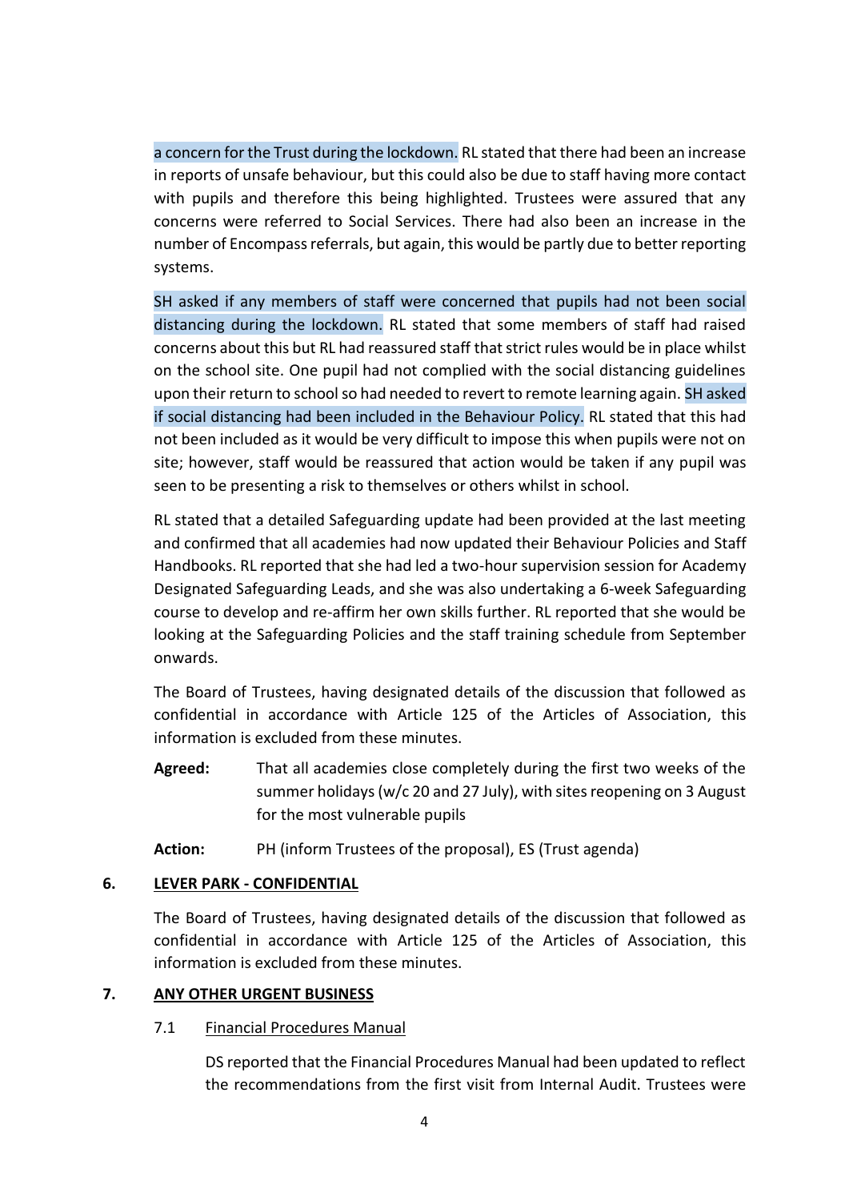a concern for the Trust during the lockdown. RL stated that there had been an increase in reports of unsafe behaviour, but this could also be due to staff having more contact with pupils and therefore this being highlighted. Trustees were assured that any concerns were referred to Social Services. There had also been an increase in the number of Encompass referrals, but again, this would be partly due to better reporting systems.

SH asked if any members of staff were concerned that pupils had not been social distancing during the lockdown. RL stated that some members of staff had raised concerns about this but RL had reassured staff that strict rules would be in place whilst on the school site. One pupil had not complied with the social distancing guidelines upon their return to school so had needed to revert to remote learning again. SH asked if social distancing had been included in the Behaviour Policy. RL stated that this had not been included as it would be very difficult to impose this when pupils were not on site; however, staff would be reassured that action would be taken if any pupil was seen to be presenting a risk to themselves or others whilst in school.

RL stated that a detailed Safeguarding update had been provided at the last meeting and confirmed that all academies had now updated their Behaviour Policies and Staff Handbooks. RL reported that she had led a two-hour supervision session for Academy Designated Safeguarding Leads, and she was also undertaking a 6-week Safeguarding course to develop and re-affirm her own skills further. RL reported that she would be looking at the Safeguarding Policies and the staff training schedule from September onwards.

The Board of Trustees, having designated details of the discussion that followed as confidential in accordance with Article 125 of the Articles of Association, this information is excluded from these minutes.

**Agreed:** That all academies close completely during the first two weeks of the summer holidays (w/c 20 and 27 July), with sites reopening on 3 August for the most vulnerable pupils

**Action:** PH (inform Trustees of the proposal), ES (Trust agenda)

## 6. LEVER PARK - CONFIDENTIAL

The Board of Trustees, having designated details of the discussion that followed as confidential in accordance with Article 125 of the Articles of Association, this information is excluded from these minutes.

## 7. ANY OTHER URGENT BUSINESS

### 7.1 Financial Procedures Manual

DS reported that the Financial Procedures Manual had been updated to reflect the recommendations from the first visit from Internal Audit. Trustees were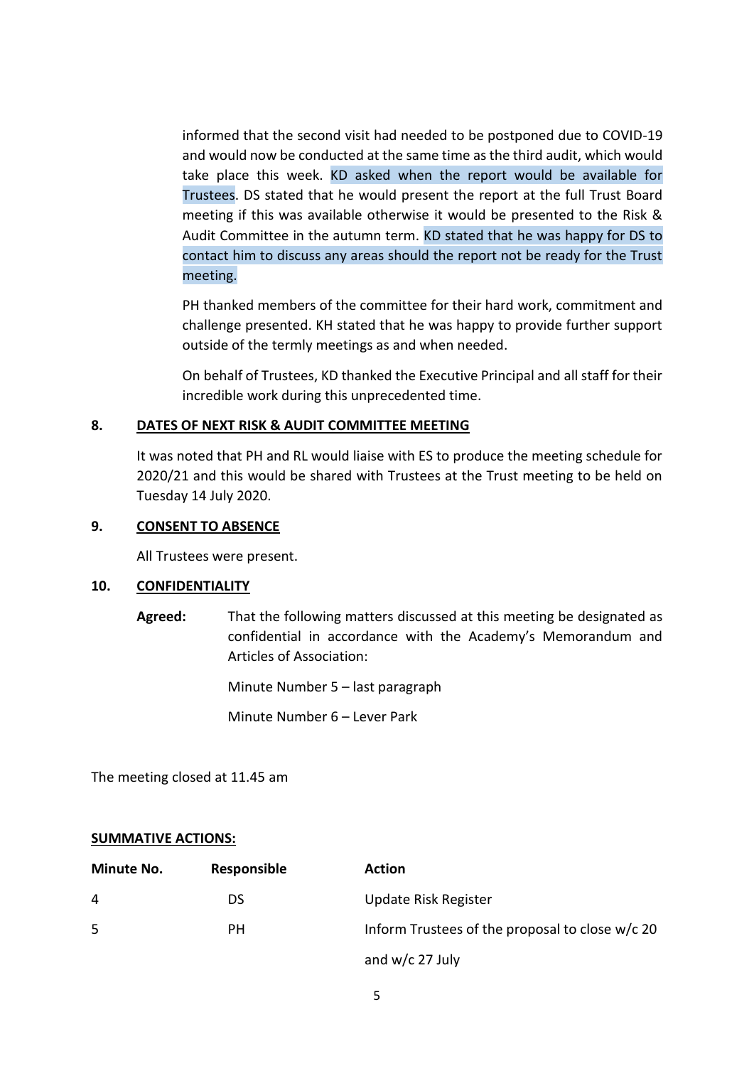informed that the second visit had needed to be postponed due to COVID-19 and would now be conducted at the same time as the third audit, which would take place this week. KD asked when the report would be available for Trustees. DS stated that he would present the report at the full Trust Board meeting if this was available otherwise it would be presented to the Risk & Audit Committee in the autumn term. KD stated that he was happy for DS to contact him to discuss any areas should the report not be ready for the Trust meeting.

PH thanked members of the committee for their hard work, commitment and challenge presented. KH stated that he was happy to provide further support outside of the termly meetings as and when needed.

On behalf of Trustees, KD thanked the Executive Principal and all staff for their incredible work during this unprecedented time.

## 8. DATES OF NEXT RISK & AUDIT COMMITTEE MEETING

It was noted that PH and RL would liaise with ES to produce the meeting schedule for 2020/21 and this would be shared with Trustees at the Trust meeting to be held on Tuesday 14 July 2020.

## 9. CONSENT TO ABSENCE

All Trustees were present.

## 10. CONFIDENTIALITY

**Agreed:** That the following matters discussed at this meeting be designated as confidential in accordance with the Academy's Memorandum and Articles of Association:

Minute Number 5 – last paragraph

Minute Number 6 – Lever Park

The meeting closed at 11.45 am

**SUMMATIVE ACTIONS:**

| Minute No. | Responsible | Action |
|---|---|---|
| 4 | DS | Update Risk Register |
| 5 | PH | Inform Trustees of the proposal to close w/c 20 and w/c 27 July |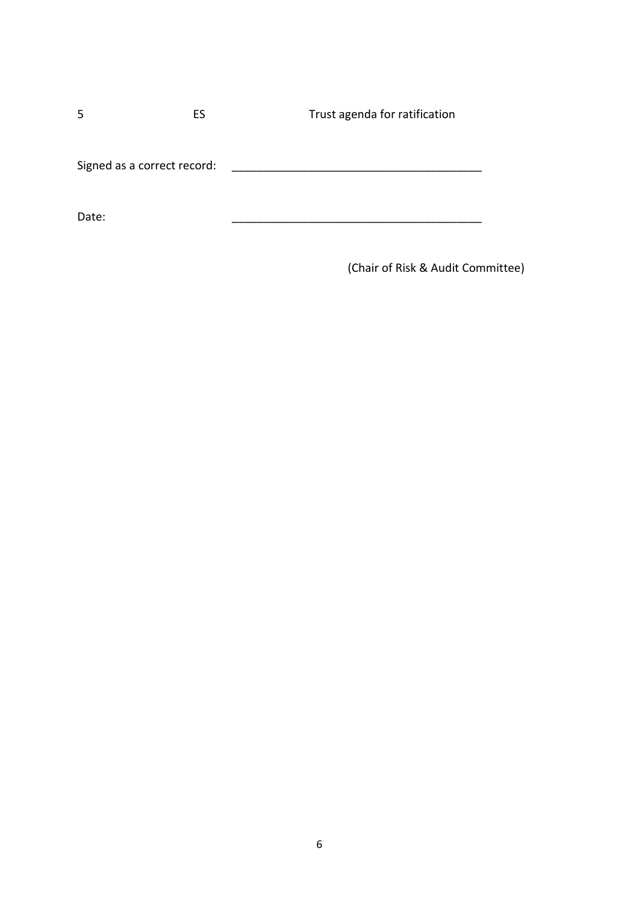| | | |
|---|---|---|
| 5 | ES | Trust agenda for ratification |

Signed as a correct record: ______________________________________

Date: ______________________________________

(Chair of Risk & Audit Committee)